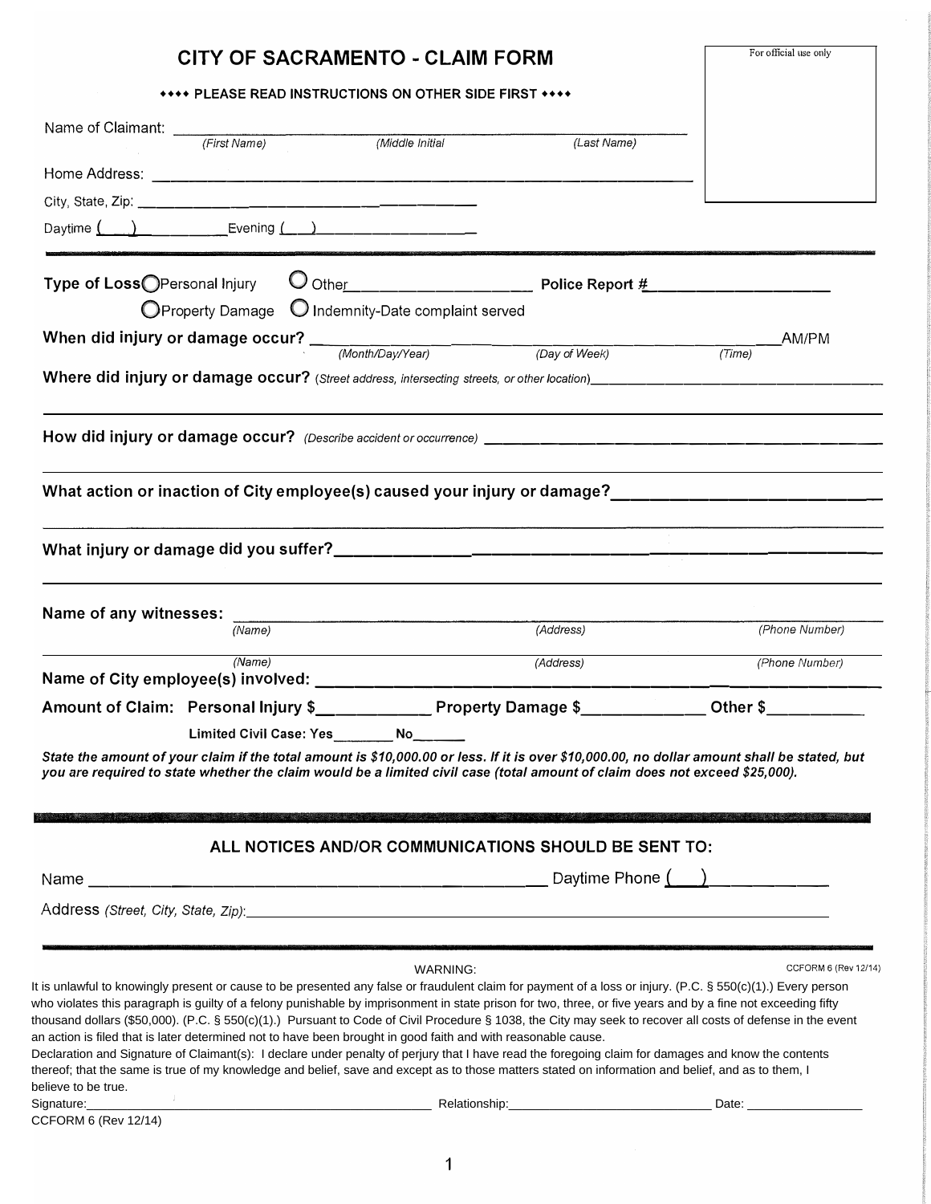# CITY OF SACRAMENTO - CLAIM FORM

For official use only

**♦♦♦♦ PLEASE READ INSTRUCTIONS ON OTHER SIDE FIRST ♦♦♦♦**

Name of Claimant: ______________________________________________
*(First Name)* *(Middle Initial)* *(Last Name)*

Home Address: ______________________________________________

City, State, Zip: ______________________________________________

Daytime ( ) __________ Evening ( ) __________

---

**Type of Loss** ○ Personal Injury ○ Other__________________ **Police Report #**__________________

○ Property Damage ○ Indemnity-Date complaint served

**When did injury or damage occur?** ______________________________________________ AM/PM
*(Month/Day/Year)* *(Day of Week)* *(Time)*

**Where did injury or damage occur?** *(Street address, intersecting streets, or other location)*______________________________________________

**How did injury or damage occur?** *(Describe accident or occurrence)* ______________________________________________

**What action or inaction of City employee(s) caused your injury or damage?**______________________________________________

**What injury or damage did you suffer?**______________________________________________

**Name of any witnesses:** ______________________________________________
*(Name)* *(Address)* *(Phone Number)*

______________________________________________
*(Name)* *(Address)* *(Phone Number)*

**Name of City employee(s) involved:** ______________________________________________

**Amount of Claim: Personal Injury $**__________ **Property Damage $**__________ **Other $**__________

**Limited Civil Case: Yes**________ **No**________

***State the amount of your claim if the total amount is $10,000.00 or less. If it is over $10,000.00, no dollar amount shall be stated, but you are required to state whether the claim would be a limited civil case (total amount of claim does not exceed $25,000).***

---

## ALL NOTICES AND/OR COMMUNICATIONS SHOULD BE SENT TO:

Name ______________________________________________ Daytime Phone ( ) __________

Address *(Street, City, State, Zip)*:______________________________________________

---

WARNING:

CCFORM 6 (Rev 12/14)

It is unlawful to knowingly present or cause to be presented any false or fraudulent claim for payment of a loss or injury. (P.C. § 550(c)(1).) Every person who violates this paragraph is guilty of a felony punishable by imprisonment in state prison for two, three, or five years and by a fine not exceeding fifty thousand dollars ($50,000). (P.C. § 550(c)(1).) Pursuant to Code of Civil Procedure § 1038, the City may seek to recover all costs of defense in the event an action is filed that is later determined not to have been brought in good faith and with reasonable cause.

Declaration and Signature of Claimant(s): I declare under penalty of perjury that I have read the foregoing claim for damages and know the contents thereof; that the same is true of my knowledge and belief, save and except as to those matters stated on information and belief, and as to them, I believe to be true.

Signature:______________________________ Relationship:______________________________ Date: __________

CCFORM 6 (Rev 12/14)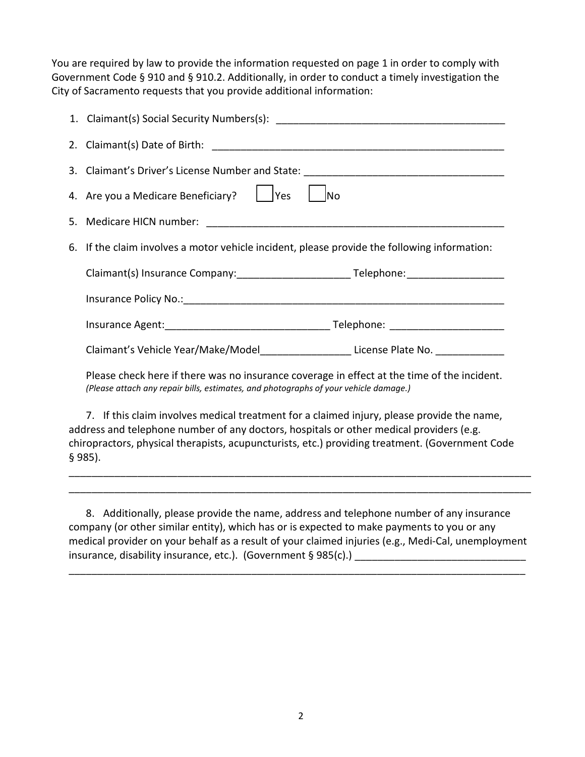You are required by law to provide the information requested on page 1 in order to comply with Government Code § 910 and § 910.2. Additionally, in order to conduct a timely investigation the City of Sacramento requests that you provide additional information:

1. Claimant(s) Social Security Numbers(s): ________________________________________
2. Claimant(s) Date of Birth: ____________________________________________________
3. Claimant's Driver's License Number and State: ___________________________________
4. Are you a Medicare Beneficiary? ☐ Yes ☐ No
5. Medicare HICN number: ______________________________________________________
6. If the claim involves a motor vehicle incident, please provide the following information:

   Claimant(s) Insurance Company:___________________ Telephone:_________________

   Insurance Policy No.:__________________________________________________________

   Insurance Agent:____________________________ Telephone: ____________________

   Claimant's Vehicle Year/Make/Model________________ License Plate No. ____________

   Please check here if there was no insurance coverage in effect at the time of the incident.
   *(Please attach any repair bills, estimates, and photographs of your vehicle damage.)*

7. If this claim involves medical treatment for a claimed injury, please provide the name, address and telephone number of any doctors, hospitals or other medical providers (e.g. chiropractors, physical therapists, acupuncturists, etc.) providing treatment. (Government Code § 985).

_______________________________________________________________________________

_______________________________________________________________________________

8. Additionally, please provide the name, address and telephone number of any insurance company (or other similar entity), which has or is expected to make payments to you or any medical provider on your behalf as a result of your claimed injuries (e.g., Medi-Cal, unemployment insurance, disability insurance, etc.). (Government § 985(c).) ______________________________

_______________________________________________________________________________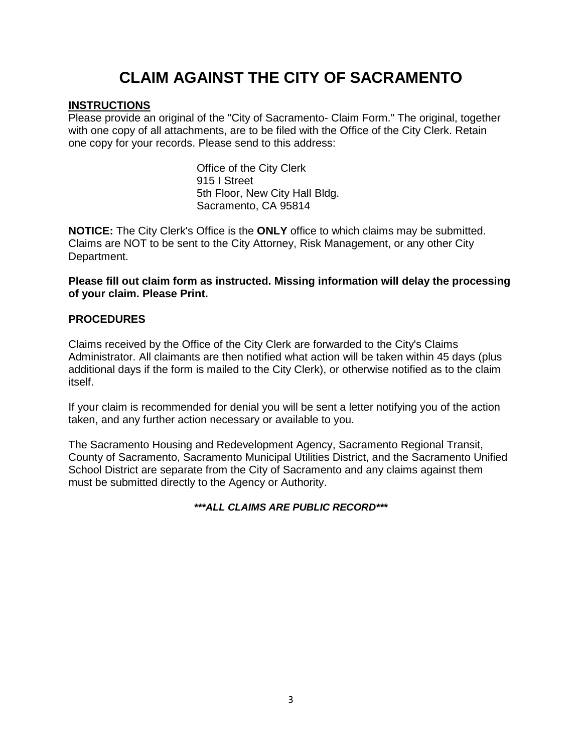# CLAIM AGAINST THE CITY OF SACRAMENTO

**INSTRUCTIONS**

Please provide an original of the "City of Sacramento- Claim Form." The original, together with one copy of all attachments, are to be filed with the Office of the City Clerk. Retain one copy for your records. Please send to this address:

Office of the City Clerk
915 I Street
5th Floor, New City Hall Bldg.
Sacramento, CA 95814

**NOTICE:** The City Clerk's Office is the **ONLY** office to which claims may be submitted. Claims are NOT to be sent to the City Attorney, Risk Management, or any other City Department.

**Please fill out claim form as instructed. Missing information will delay the processing of your claim. Please Print.**

**PROCEDURES**

Claims received by the Office of the City Clerk are forwarded to the City's Claims Administrator. All claimants are then notified what action will be taken within 45 days (plus additional days if the form is mailed to the City Clerk), or otherwise notified as to the claim itself.

If your claim is recommended for denial you will be sent a letter notifying you of the action taken, and any further action necessary or available to you.

The Sacramento Housing and Redevelopment Agency, Sacramento Regional Transit, County of Sacramento, Sacramento Municipal Utilities District, and the Sacramento Unified School District are separate from the City of Sacramento and any claims against them must be submitted directly to the Agency or Authority.

***\*\*\*ALL CLAIMS ARE PUBLIC RECORD\*\*\****